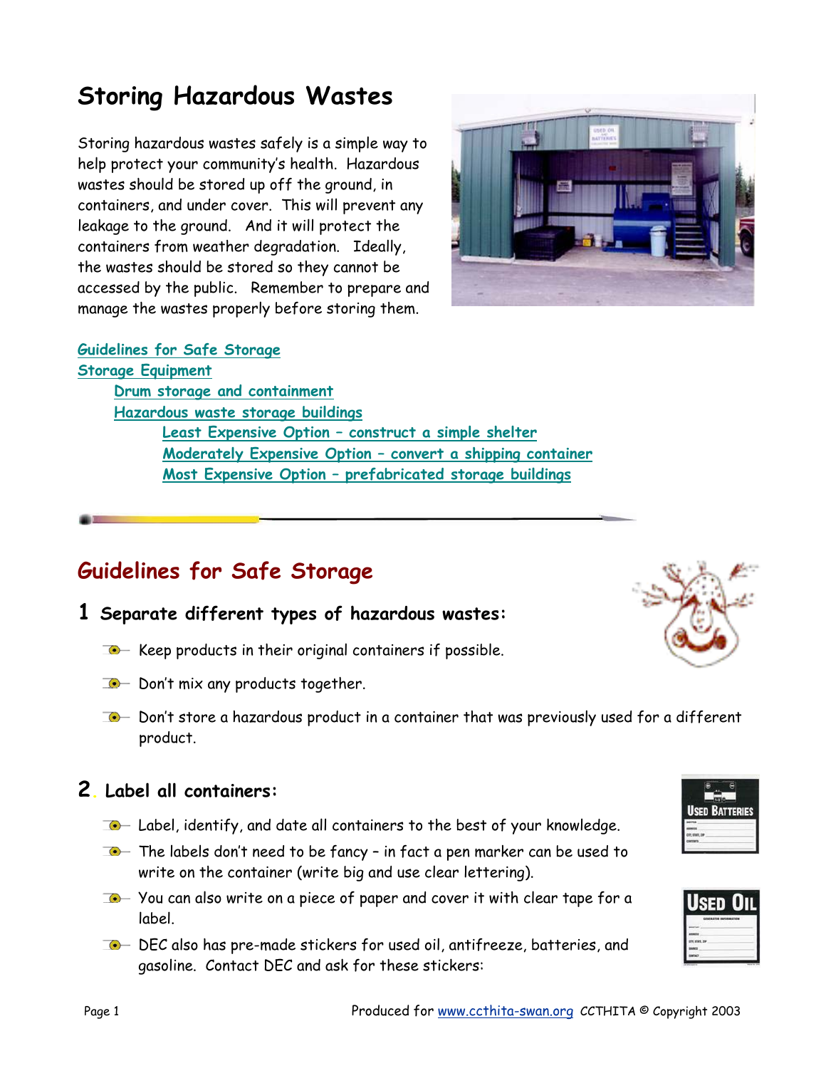# Storing Hazardous Wastes

Storing hazardous wastes safely is a simple way to help protect your community's health. Hazardous wastes should be stored up off the ground, in containers, and under cover. This will prevent any leakage to the ground. And it will protect the containers from weather degradation. Ideally, the wastes should be stored so they cannot be accessed by the public. Remember to prepare and manage the wastes properly before storing them.

- Guidelines for Safe Storage
- Storage Equipment
  - Drum storage and containment
  - Hazardous waste storage buildings
    - Least Expensive Option – construct a simple shelter
    - Moderately Expensive Option – convert a shipping container
    - Most Expensive Option – prefabricated storage buildings

## Guidelines for Safe Storage

### 1 Separate different types of hazardous wastes:

- Keep products in their original containers if possible.
- Don't mix any products together.
- Don't store a hazardous product in a container that was previously used for a different product.

### 2. Label all containers:

- Label, identify, and date all containers to the best of your knowledge.
- The labels don't need to be fancy – in fact a pen marker can be used to write on the container (write big and use clear lettering).
- You can also write on a piece of paper and cover it with clear tape for a label.
- DEC also has pre-made stickers for used oil, antifreeze, batteries, and gasoline. Contact DEC and ask for these stickers: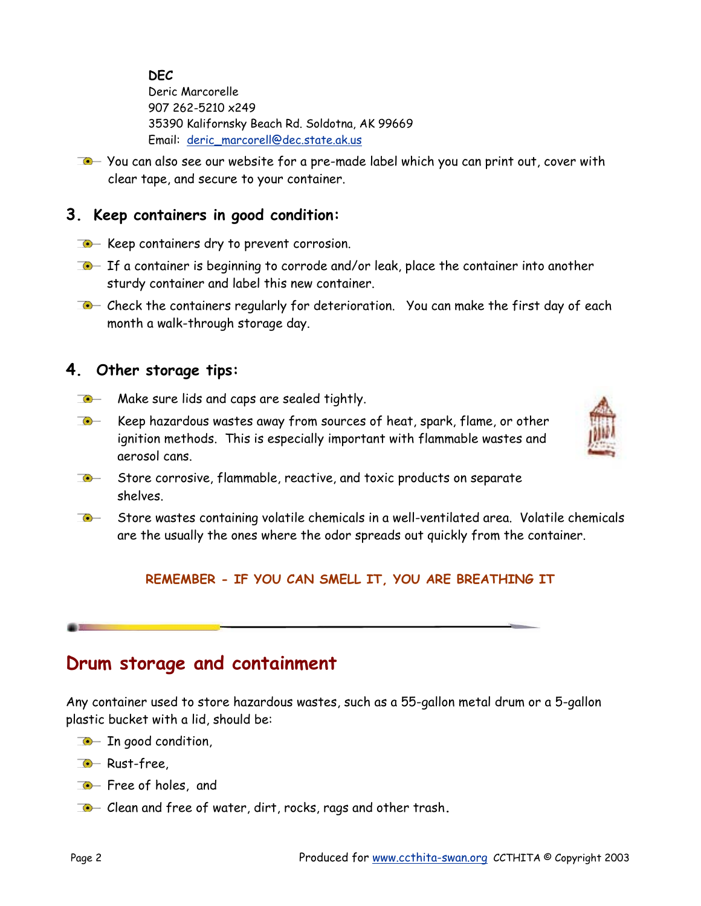**DEC**
Deric Marcorelle
907 262-5210 x249
35390 Kalifornsky Beach Rd. Soldotna, AK 99669
Email: deric_marcorell@dec.state.ak.us

- You can also see our website for a pre-made label which you can print out, cover with clear tape, and secure to your container.

### 3. Keep containers in good condition:

- Keep containers dry to prevent corrosion.
- If a container is beginning to corrode and/or leak, place the container into another sturdy container and label this new container.
- Check the containers regularly for deterioration. You can make the first day of each month a walk-through storage day.

### 4. Other storage tips:

- Make sure lids and caps are sealed tightly.
- Keep hazardous wastes away from sources of heat, spark, flame, or other ignition methods. This is especially important with flammable wastes and aerosol cans.
- Store corrosive, flammable, reactive, and toxic products on separate shelves.
- Store wastes containing volatile chemicals in a well-ventilated area. Volatile chemicals are the usually the ones where the odor spreads out quickly from the container.

**REMEMBER - IF YOU CAN SMELL IT, YOU ARE BREATHING IT**

## Drum storage and containment

Any container used to store hazardous wastes, such as a 55-gallon metal drum or a 5-gallon plastic bucket with a lid, should be:

- In good condition,
- Rust-free,
- Free of holes, and
- Clean and free of water, dirt, rocks, rags and other trash.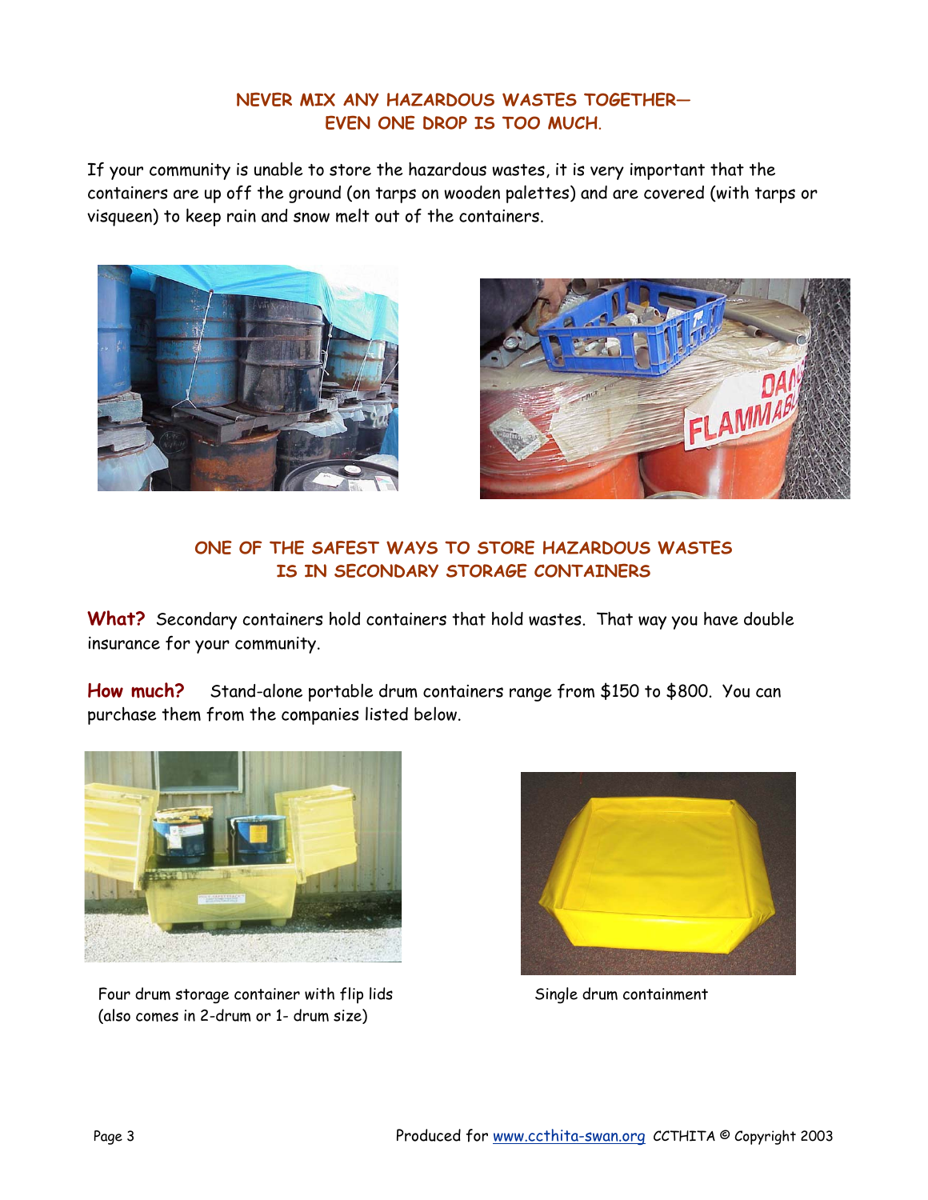## NEVER MIX ANY HAZARDOUS WASTES TOGETHER— EVEN ONE DROP IS TOO MUCH.

If your community is unable to store the hazardous wastes, it is very important that the containers are up off the ground (on tarps on wooden palettes) and are covered (with tarps or visqueen) to keep rain and snow melt out of the containers.

## ONE OF THE SAFEST WAYS TO STORE HAZARDOUS WASTES IS IN SECONDARY STORAGE CONTAINERS

**What?** Secondary containers hold containers that hold wastes. That way you have double insurance for your community.

**How much?** Stand-alone portable drum containers range from $150 to $800. You can purchase them from the companies listed below.

Four drum storage container with flip lids (also comes in 2-drum or 1- drum size)

Single drum containment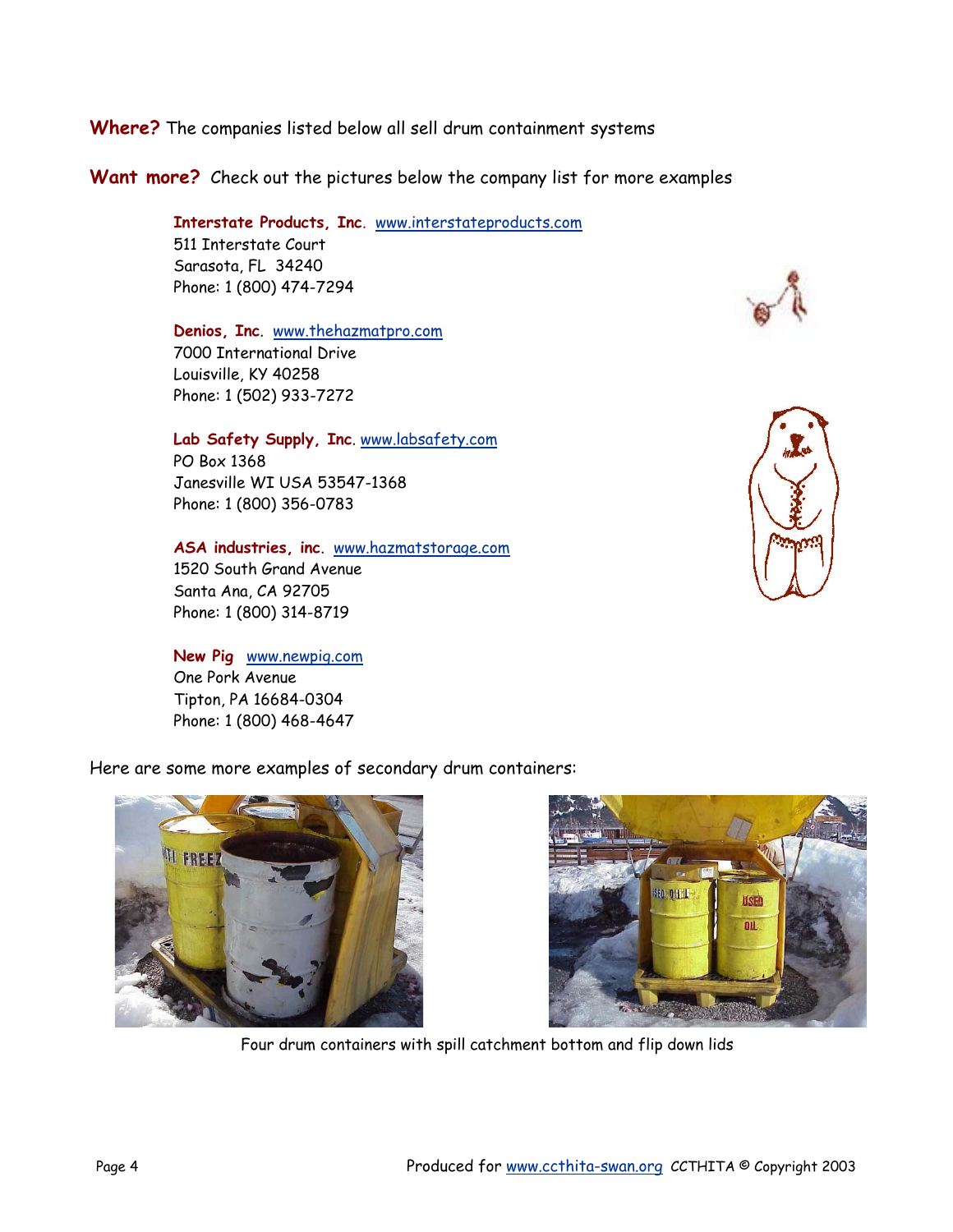**Where?** The companies listed below all sell drum containment systems

**Want more?** Check out the pictures below the company list for more examples

**Interstate Products, Inc**. www.interstateproducts.com
511 Interstate Court
Sarasota, FL 34240
Phone: 1 (800) 474-7294

**Denios, Inc**. www.thehazmatpro.com
7000 International Drive
Louisville, KY 40258
Phone: 1 (502) 933-7272

**Lab Safety Supply, Inc**. www.labsafety.com
PO Box 1368
Janesville WI USA 53547-1368
Phone: 1 (800) 356-0783

**ASA industries, inc**. www.hazmatstorage.com
1520 South Grand Avenue
Santa Ana, CA 92705
Phone: 1 (800) 314-8719

**New Pig** www.newpig.com
One Pork Avenue
Tipton, PA 16684-0304
Phone: 1 (800) 468-4647

Here are some more examples of secondary drum containers:

Four drum containers with spill catchment bottom and flip down lids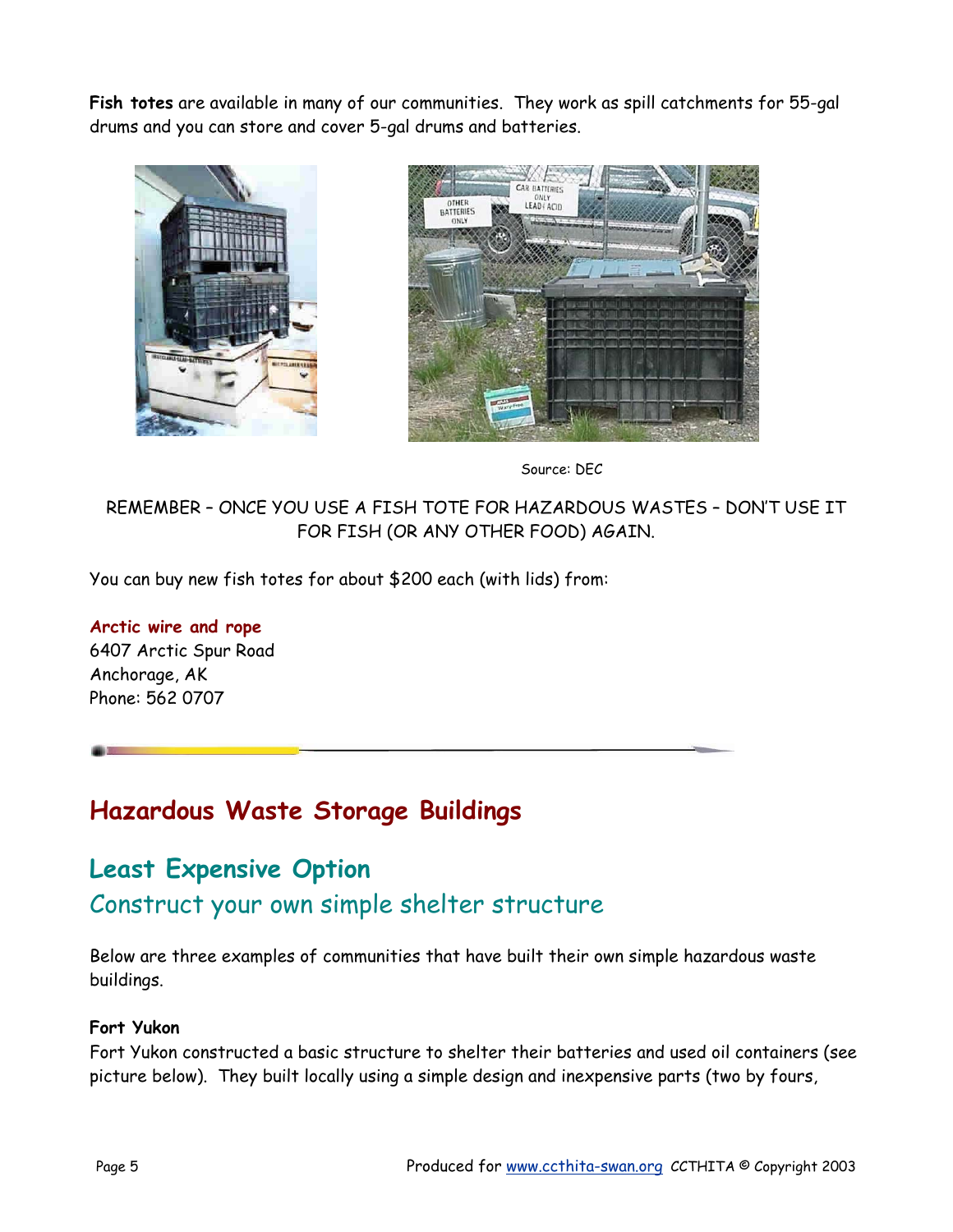**Fish totes** are available in many of our communities. They work as spill catchments for 55-gal drums and you can store and cover 5-gal drums and batteries.

Source: DEC

REMEMBER – ONCE YOU USE A FISH TOTE FOR HAZARDOUS WASTES – DON'T USE IT FOR FISH (OR ANY OTHER FOOD) AGAIN.

You can buy new fish totes for about $200 each (with lids) from:

**Arctic wire and rope**
6407 Arctic Spur Road
Anchorage, AK
Phone: 562 0707

## Hazardous Waste Storage Buildings

### Least Expensive Option

### Construct your own simple shelter structure

Below are three examples of communities that have built their own simple hazardous waste buildings.

**Fort Yukon**
Fort Yukon constructed a basic structure to shelter their batteries and used oil containers (see picture below). They built locally using a simple design and inexpensive parts (two by fours,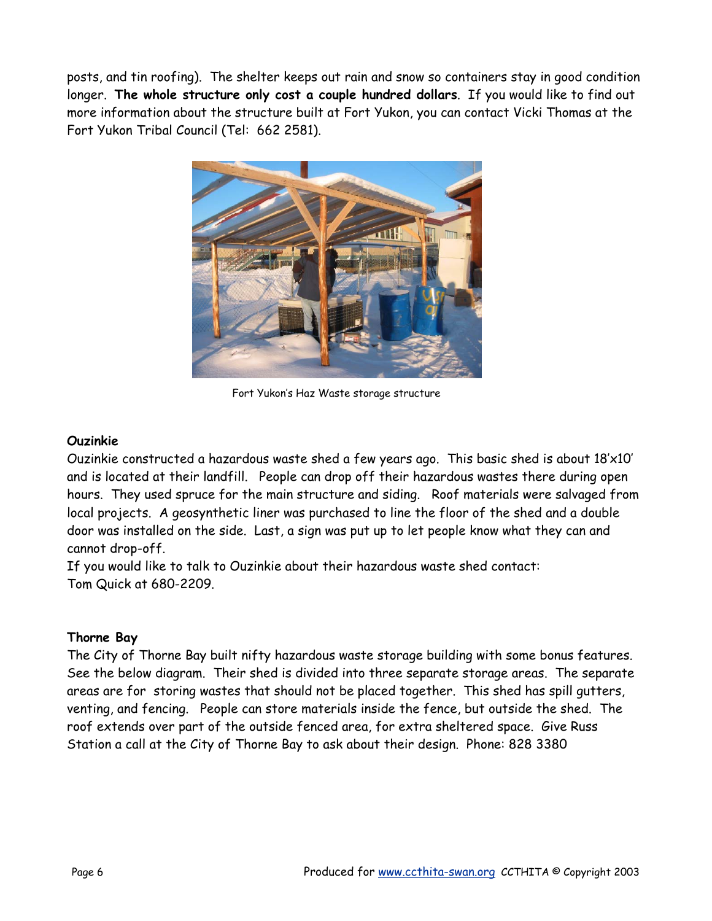posts, and tin roofing). The shelter keeps out rain and snow so containers stay in good condition longer. **The whole structure only cost a couple hundred dollars**. If you would like to find out more information about the structure built at Fort Yukon, you can contact Vicki Thomas at the Fort Yukon Tribal Council (Tel: 662 2581).

Fort Yukon's Haz Waste storage structure

**Ouzinkie**

Ouzinkie constructed a hazardous waste shed a few years ago. This basic shed is about 18'x10' and is located at their landfill. People can drop off their hazardous wastes there during open hours. They used spruce for the main structure and siding. Roof materials were salvaged from local projects. A geosynthetic liner was purchased to line the floor of the shed and a double door was installed on the side. Last, a sign was put up to let people know what they can and cannot drop-off.

If you would like to talk to Ouzinkie about their hazardous waste shed contact:
Tom Quick at 680-2209.

**Thorne Bay**

The City of Thorne Bay built nifty hazardous waste storage building with some bonus features. See the below diagram. Their shed is divided into three separate storage areas. The separate areas are for storing wastes that should not be placed together. This shed has spill gutters, venting, and fencing. People can store materials inside the fence, but outside the shed. The roof extends over part of the outside fenced area, for extra sheltered space. Give Russ Station a call at the City of Thorne Bay to ask about their design. Phone: 828 3380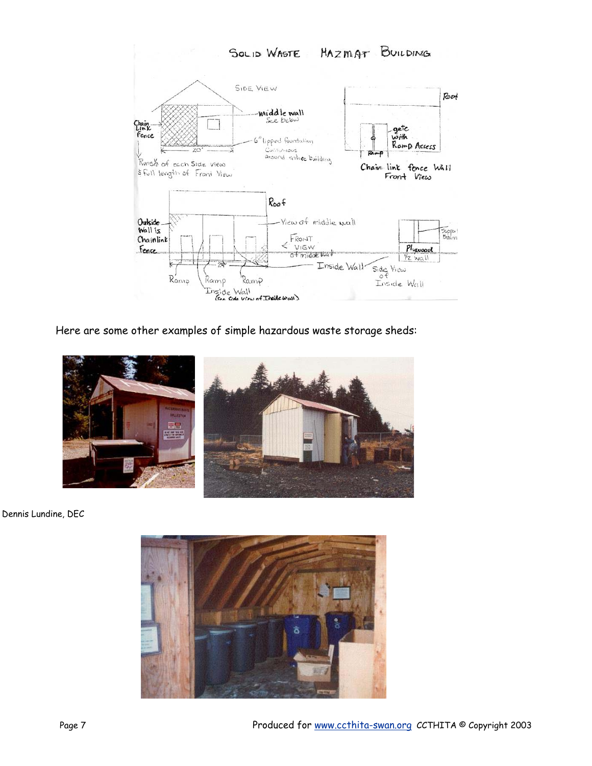Here are some other examples of simple hazardous waste storage sheds:

Dennis Lundine, DEC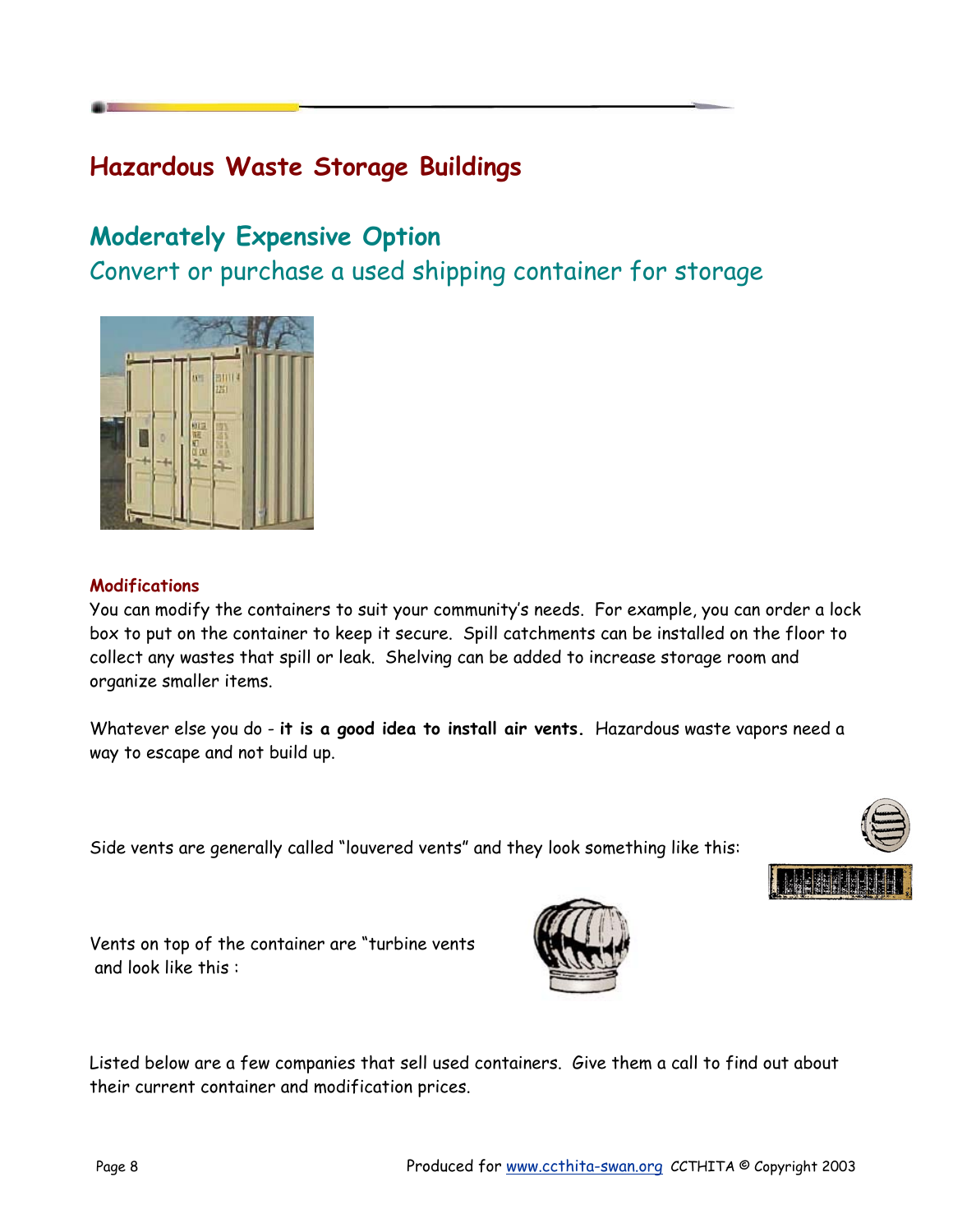## Hazardous Waste Storage Buildings

### Moderately Expensive Option

Convert or purchase a used shipping container for storage

#### Modifications

You can modify the containers to suit your community's needs. For example, you can order a lock box to put on the container to keep it secure. Spill catchments can be installed on the floor to collect any wastes that spill or leak. Shelving can be added to increase storage room and organize smaller items.

Whatever else you do - **it is a good idea to install air vents.** Hazardous waste vapors need a way to escape and not build up.

Side vents are generally called "louvered vents" and they look something like this:

Vents on top of the container are "turbine vents and look like this :

Listed below are a few companies that sell used containers. Give them a call to find out about their current container and modification prices.

Produced for www.ccthita-swan.org CCTHITA © Copyright 2003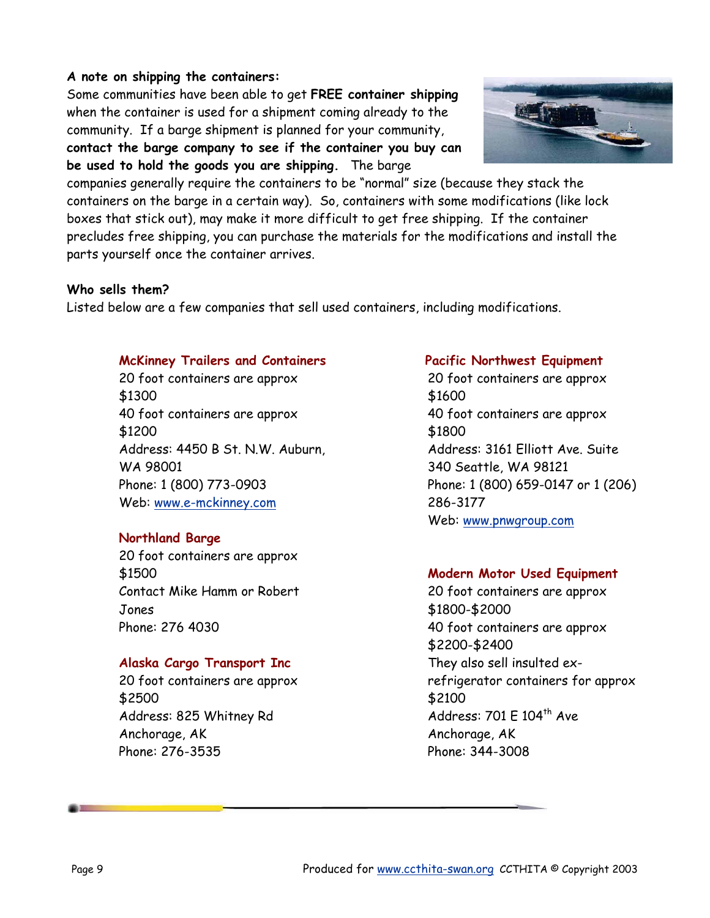**A note on shipping the containers:**
Some communities have been able to get **FREE container shipping** when the container is used for a shipment coming already to the community. If a barge shipment is planned for your community, **contact the barge company to see if the container you buy can be used to hold the goods you are shipping.** The barge companies generally require the containers to be "normal" size (because they stack the containers on the barge in a certain way). So, containers with some modifications (like lock boxes that stick out), may make it more difficult to get free shipping. If the container precludes free shipping, you can purchase the materials for the modifications and install the parts yourself once the container arrives.

**Who sells them?**
Listed below are a few companies that sell used containers, including modifications.

**McKinney Trailers and Containers**
20 foot containers are approx $1300
40 foot containers are approx $1200
Address: 4450 B St. N.W. Auburn, WA 98001
Phone: 1 (800) 773-0903
Web: www.e-mckinney.com

**Northland Barge**
20 foot containers are approx $1500
Contact Mike Hamm or Robert Jones
Phone: 276 4030

**Alaska Cargo Transport Inc**
20 foot containers are approx $2500
Address: 825 Whitney Rd Anchorage, AK
Phone: 276-3535

**Pacific Northwest Equipment**
20 foot containers are approx $1600
40 foot containers are approx $1800
Address: 3161 Elliott Ave. Suite 340 Seattle, WA 98121
Phone: 1 (800) 659-0147 or 1 (206) 286-3177
Web: www.pnwgroup.com

**Modern Motor Used Equipment**
20 foot containers are approx $1800-$2000
40 foot containers are approx $2200-$2400
They also sell insulted ex-refrigerator containers for approx $2100
Address: 701 E 104th Ave Anchorage, AK
Phone: 344-3008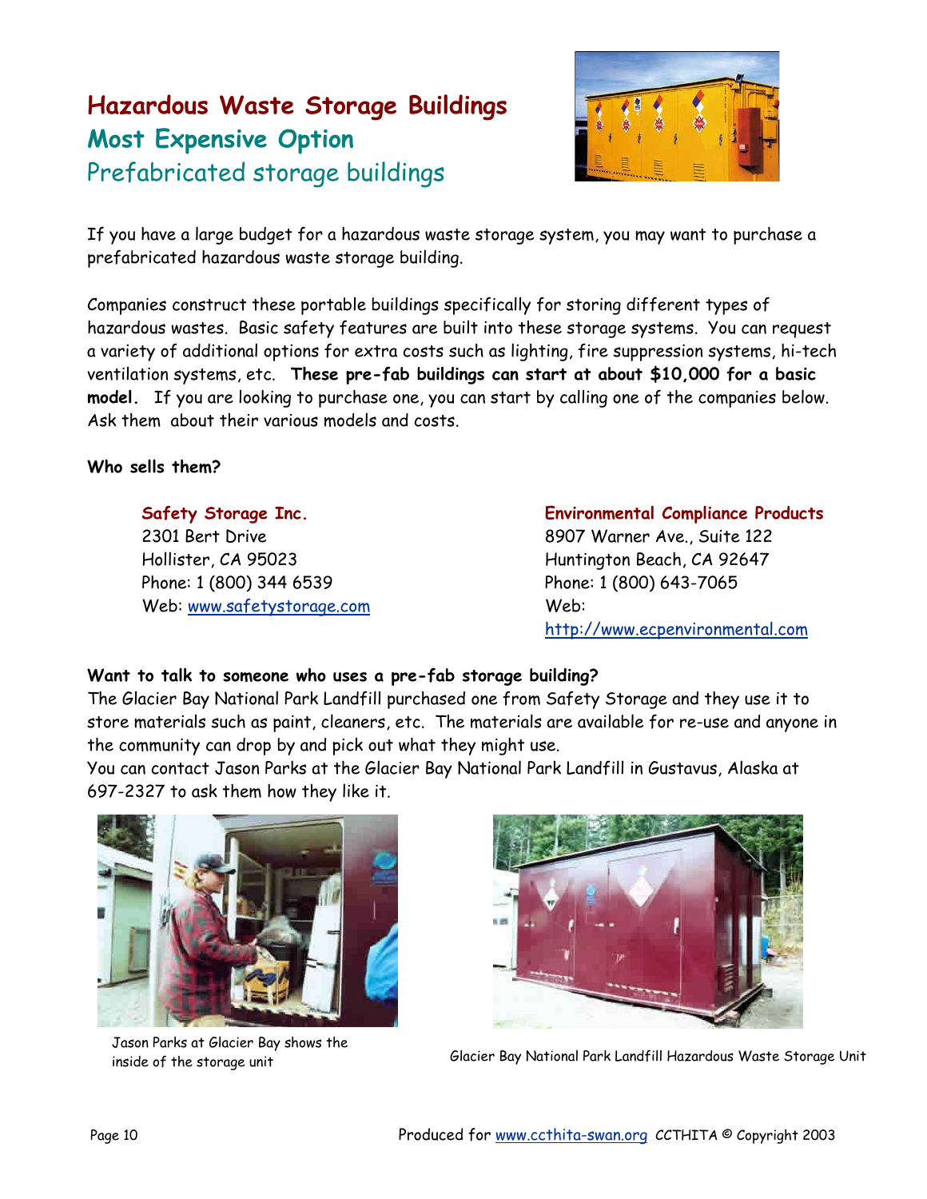# Hazardous Waste Storage Buildings

## Most Expensive Option

### Prefabricated storage buildings

If you have a large budget for a hazardous waste storage system, you may want to purchase a prefabricated hazardous waste storage building.

Companies construct these portable buildings specifically for storing different types of hazardous wastes. Basic safety features are built into these storage systems. You can request a variety of additional options for extra costs such as lighting, fire suppression systems, hi-tech ventilation systems, etc. **These pre-fab buildings can start at about $10,000 for a basic model.** If you are looking to purchase one, you can start by calling one of the companies below. Ask them about their various models and costs.

**Who sells them?**

**Safety Storage Inc.**
2301 Bert Drive
Hollister, CA 95023
Phone: 1 (800) 344 6539
Web: www.safetystorage.com

**Environmental Compliance Products**
8907 Warner Ave., Suite 122
Huntington Beach, CA 92647
Phone: 1 (800) 643-7065
Web: http://www.ecpenvironmental.com

**Want to talk to someone who uses a pre-fab storage building?**
The Glacier Bay National Park Landfill purchased one from Safety Storage and they use it to store materials such as paint, cleaners, etc. The materials are available for re-use and anyone in the community can drop by and pick out what they might use.
You can contact Jason Parks at the Glacier Bay National Park Landfill in Gustavus, Alaska at 697-2327 to ask them how they like it.

Jason Parks at Glacier Bay shows the inside of the storage unit

Glacier Bay National Park Landfill Hazardous Waste Storage Unit

Produced for www.ccthita-swan.org CCTHITA © Copyright 2003